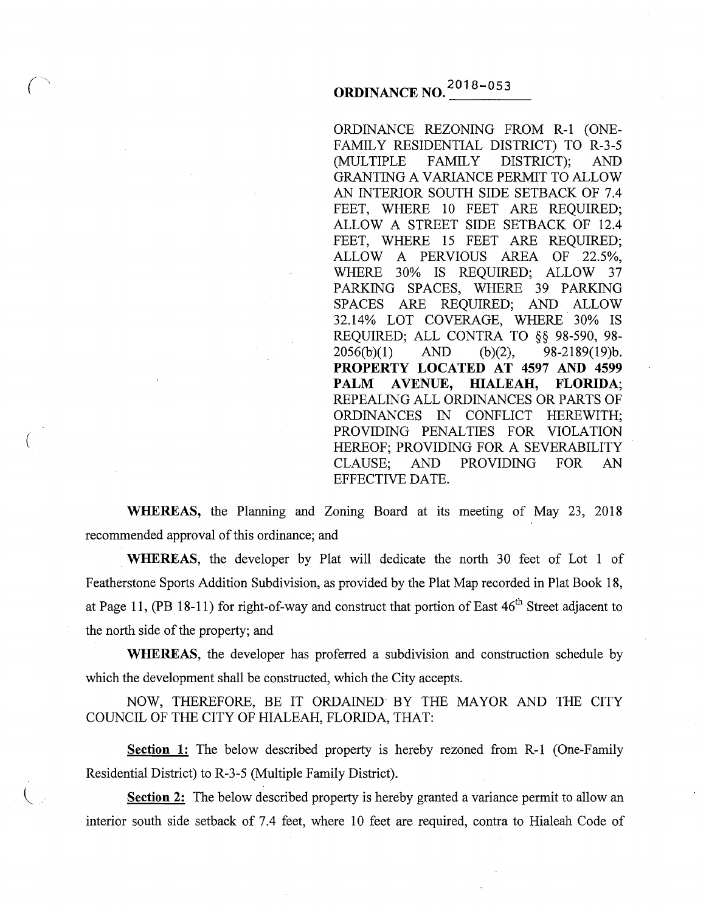# ORDINANCE NO. 2018-053

ORDINANCE REZONING FROM R-1 (ONE-FAMILY RESIDENTIAL DISTRICT) TO R-3-5 (MULTIPLE FAMILY DISTRICT); AND GRANTING A VARIANCE PERMIT TO ALLOW AN INTERIOR SOUTH SIDE SETBACK OF 7.4 FEET, WHERE 10 FEET ARE REQUIRED; ALLOW A STREET SIDE SETBACK OF 12.4 FEET, WHERE 15 FEET ARE REQUIRED; ALLOW A PERVIOUS AREA OF 22.5%, WHERE 30% IS REQUIRED; ALLOW 37 PARKING SPACES, WHERE 39 PARKING SPACES ARE REQUIRED; AND ALLOW 32.14% LOT COVERAGE, WHERE 30% IS REQUIRED; ALL CONTRA TO §§ 98-590, 98-2056(b)(1) AND (b)(2), 98-2189(19)b. **PROPERTY LOCATED AT 4597 AND 4599 PALM AVENUE, HIALEAH, FLORIDA;** REPEALING ALL ORDINANCES OR PARTS OF ORDINANCES IN CONFLICT HEREWITH; PROVIDING PENALTIES FOR VIOLATION HEREOF; PROVIDING FOR A SEVERABILITY CLAUSE; AND PROVIDING FOR AN EFFECTIVE DATE.

**WHEREAS,** the Planning and Zoning Board at its meeting of May 23, 2018 recommended approval of this ordinance; and

**WHEREAS,** the developer by Plat will dedicate the north 30 feet of Lot 1 of Featherstone Sports Addition Subdivision, as provided by the Plat Map recorded in Plat Book 18, at Page 11, (PB 18-11) for right-of-way and construct that portion of East 46th Street adjacent to the north side of the property; and

**WHEREAS,** the developer has proferred a subdivision and construction schedule by which the development shall be constructed, which the City accepts.

NOW, THEREFORE, BE IT ORDAINED BY THE MAYOR AND THE CITY COUNCIL OF THE CITY OF HIALEAH, FLORIDA, THAT:

**Section 1:** The below described property is hereby rezoned from R-1 (One-Family Residential District) to R-3-5 (Multiple Family District).

**Section 2:** The below described property is hereby granted a variance permit to allow an interior south side setback of 7.4 feet, where 10 feet are required, contra to Hialeah Code of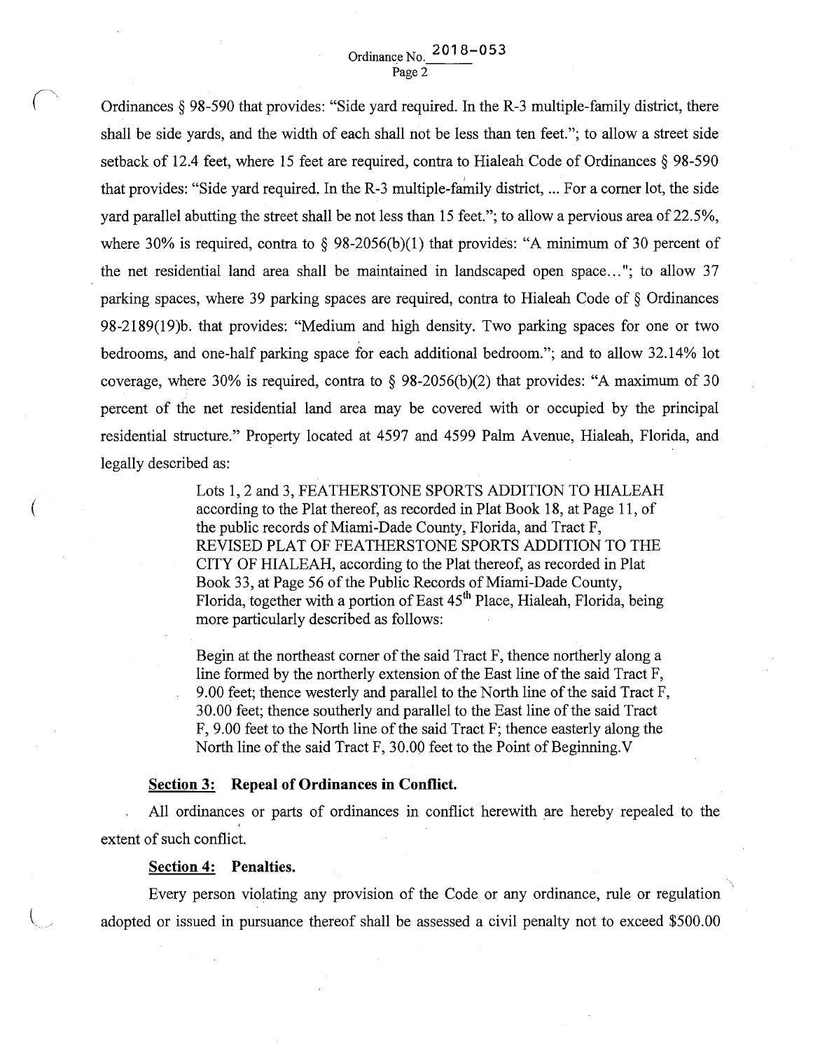Ordinances § 98-590 that provides: "Side yard required. In the R-3 multiple-family district, there shall be side yards, and the width of each shall not be less than ten feet."; to allow a street side setback of 12.4 feet, where 15 feet are required, contra to Hialeah Code of Ordinances § 98-590 that provides: "Side yard required. In the R-3 multiple-family district, ... For a corner lot, the side yard parallel abutting the street shall be not less than 15 feet."; to allow a pervious area of 22.5%, where 30% is required, contra to § 98-2056(b)(1) that provides: "A minimum of 30 percent of the net residential land area shall be maintained in landscaped open space..."; to allow 37 parking spaces, where 39 parking spaces are required, contra to Hialeah Code of § Ordinances 98-2189(19)b. that provides: "Medium and high density. Two parking spaces for one or two bedrooms, and one-half parking space for each additional bedroom."; and to allow 32.14% lot coverage, where 30% is required, contra to § 98-2056(b)(2) that provides: "A maximum of 30 percent of the net residential land area may be covered with or occupied by the principal residential structure." Property located at 4597 and 4599 Palm Avenue, Hialeah, Florida, and legally described as:

> Lots 1, 2 and 3, FEATHERSTONE SPORTS ADDITION TO HIALEAH according to the Plat thereof, as recorded in Plat Book 18, at Page 11, of the public records of Miami-Dade County, Florida, and Tract F, REVISED PLAT OF FEATHERSTONE SPORTS ADDITION TO THE CITY OF HIALEAH, according to the Plat thereof, as recorded in Plat Book 33, at Page 56 of the Public Records of Miami-Dade County, Florida, together with a portion of East 45th Place, Hialeah, Florida, being more particularly described as follows:
>
> Begin at the northeast corner of the said Tract F, thence northerly along a line formed by the northerly extension of the East line of the said Tract F, 9.00 feet; thence westerly and parallel to the North line of the said Tract F, 30.00 feet; thence southerly and parallel to the East line of the said Tract F, 9.00 feet to the North line of the said Tract F; thence easterly along the North line of the said Tract F, 30.00 feet to the Point of Beginning.V

**Section 3: Repeal of Ordinances in Conflict.**

All ordinances or parts of ordinances in conflict herewith are hereby repealed to the extent of such conflict.

**Section 4: Penalties.**

Every person violating any provision of the Code or any ordinance, rule or regulation adopted or issued in pursuance thereof shall be assessed a civil penalty not to exceed $500.00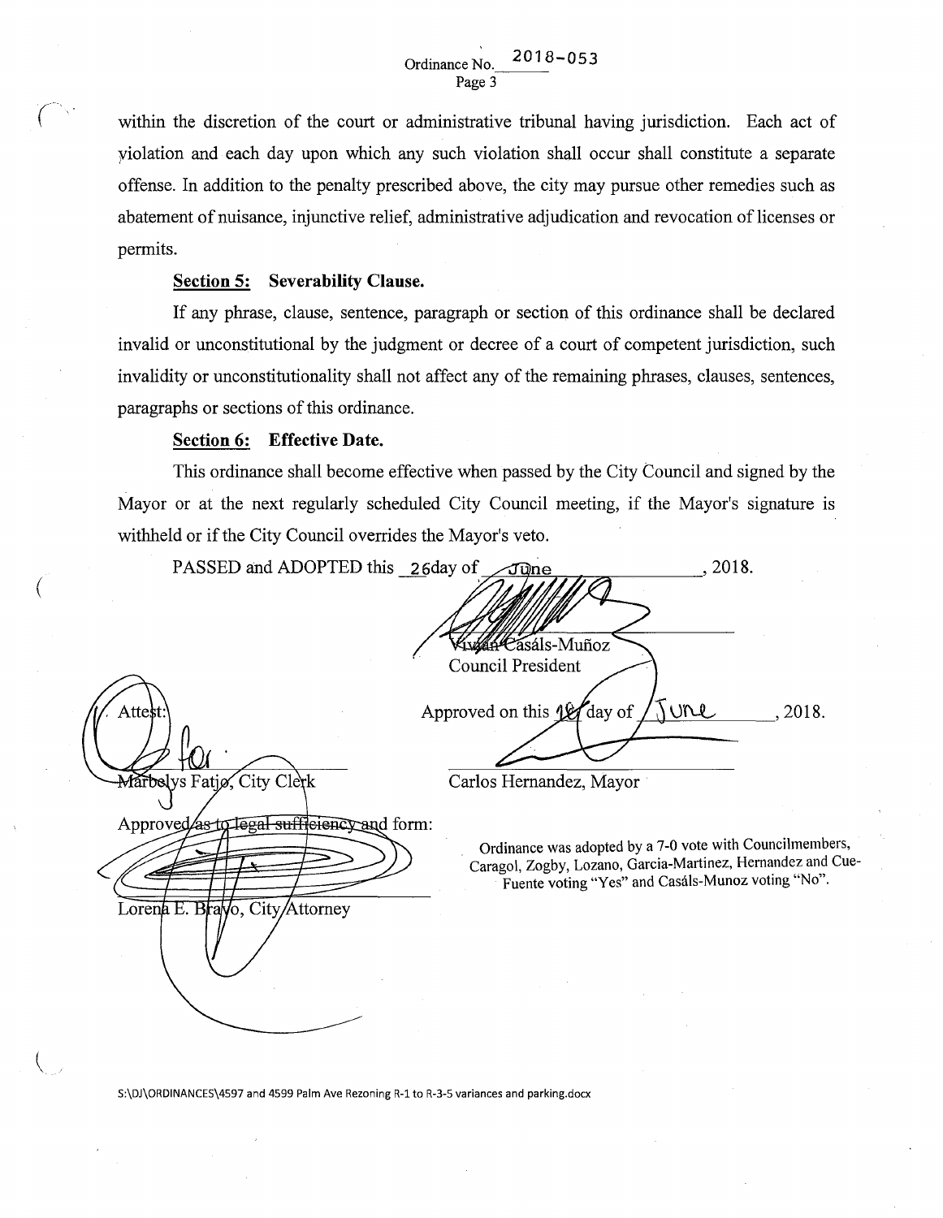within the discretion of the court or administrative tribunal having jurisdiction. Each act of violation and each day upon which any such violation shall occur shall constitute a separate offense. In addition to the penalty prescribed above, the city may pursue other remedies such as abatement of nuisance, injunctive relief, administrative adjudication and revocation of licenses or permits.

**Section 5: Severability Clause.**

If any phrase, clause, sentence, paragraph or section of this ordinance shall be declared invalid or unconstitutional by the judgment or decree of a court of competent jurisdiction, such invalidity or unconstitutionality shall not affect any of the remaining phrases, clauses, sentences, paragraphs or sections of this ordinance.

**Section 6: Effective Date.**

This ordinance shall become effective when passed by the City Council and signed by the Mayor or at the next regularly scheduled City Council meeting, if the Mayor's signature is withheld or if the City Council overrides the Mayor's veto.

PASSED and ADOPTED this 26 day of June, 2018.

Vivian Casáls-Muñoz
Council President

Approved on this 28 day of June, 2018.

Carlos Hernandez, Mayor

Attest:

Marbelys Fatjo, City Clerk

Approved as to legal sufficiency and form:

Lorena E. Bravo, City Attorney

Ordinance was adopted by a 7-0 vote with Councilmembers, Caragol, Zogby, Lozano, Garcia-Martinez, Hernandez and Cue-Fuente voting "Yes" and Casáls-Munoz voting "No".

S:\DJ\ORDINANCES\4597 and 4599 Palm Ave Rezoning R-1 to R-3-5 variances and parking.docx